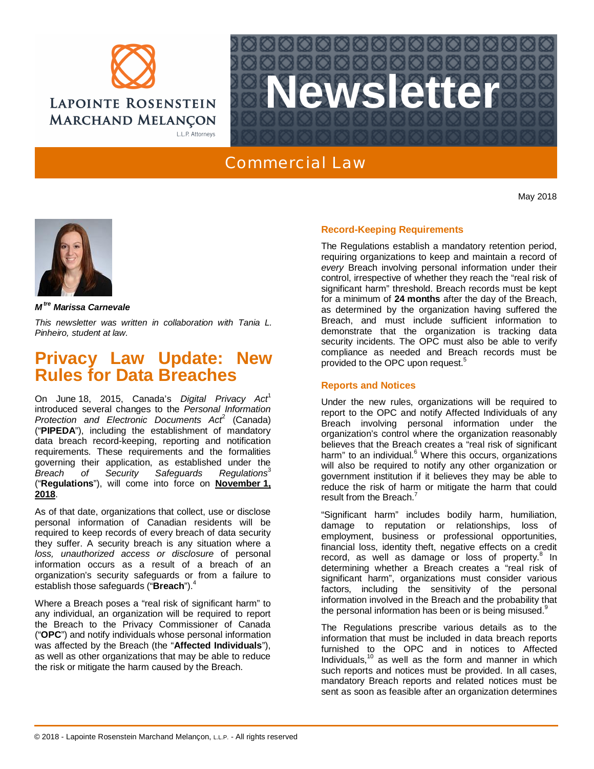Commercial Law

May 2018

***M[tre] Marissa Carnevale***

*This newsletter was written in collaboration with Tania L. Pinheiro, student at law.*

# Privacy Law Update: New Rules for Data Breaches

On June 18, 2015, Canada's *Digital Privacy Act*[1] introduced several changes to the *Personal Information Protection and Electronic Documents Act*[2] (Canada) ("**PIPEDA**"), including the establishment of mandatory data breach record-keeping, reporting and notification requirements. These requirements and the formalities governing their application, as established under the *Breach of Security Safeguards Regulations*[3] ("**Regulations**"), will come into force on **November 1, 2018**.

As of that date, organizations that collect, use or disclose personal information of Canadian residents will be required to keep records of every breach of data security they suffer. A security breach is any situation where a *loss, unauthorized access or disclosure* of personal information occurs as a result of a breach of an organization's security safeguards or from a failure to establish those safeguards ("**Breach**").[4]

Where a Breach poses a "real risk of significant harm" to any individual, an organization will be required to report the Breach to the Privacy Commissioner of Canada ("**OPC**") and notify individuals whose personal information was affected by the Breach (the "**Affected Individuals**"), as well as other organizations that may be able to reduce the risk or mitigate the harm caused by the Breach.

## Record-Keeping Requirements

The Regulations establish a mandatory retention period, requiring organizations to keep and maintain a record of *every* Breach involving personal information under their control, irrespective of whether they reach the "real risk of significant harm" threshold. Breach records must be kept for a minimum of **24 months** after the day of the Breach, as determined by the organization having suffered the Breach, and must include sufficient information to demonstrate that the organization is tracking data security incidents. The OPC must also be able to verify compliance as needed and Breach records must be provided to the OPC upon request.[5]

## Reports and Notices

Under the new rules, organizations will be required to report to the OPC and notify Affected Individuals of any Breach involving personal information under the organization's control where the organization reasonably believes that the Breach creates a "real risk of significant harm" to an individual.[6] Where this occurs, organizations will also be required to notify any other organization or government institution if it believes they may be able to reduce the risk of harm or mitigate the harm that could result from the Breach.[7]

"Significant harm" includes bodily harm, humiliation, damage to reputation or relationships, loss of employment, business or professional opportunities, financial loss, identity theft, negative effects on a credit record, as well as damage or loss of property.[8] In determining whether a Breach creates a "real risk of significant harm", organizations must consider various factors, including the sensitivity of the personal information involved in the Breach and the probability that the personal information has been or is being misused.[9]

The Regulations prescribe various details as to the information that must be included in data breach reports furnished to the OPC and in notices to Affected Individuals,[10] as well as the form and manner in which such reports and notices must be provided. In all cases, mandatory Breach reports and related notices must be sent as soon as feasible after an organization determines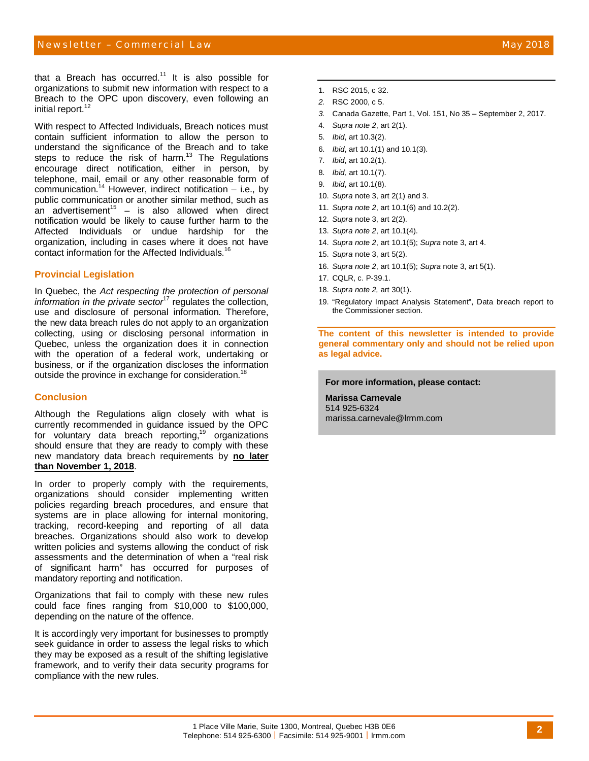that a Breach has occurred.[11] It is also possible for organizations to submit new information with respect to a Breach to the OPC upon discovery, even following an initial report.[12]

With respect to Affected Individuals, Breach notices must contain sufficient information to allow the person to understand the significance of the Breach and to take steps to reduce the risk of harm.[13] The Regulations encourage direct notification, either in person, by telephone, mail, email or any other reasonable form of communication.[14] However, indirect notification – i.e., by public communication or another similar method, such as an advertisement[15] – is also allowed when direct notification would be likely to cause further harm to the Affected Individuals or undue hardship for the organization, including in cases where it does not have contact information for the Affected Individuals.[16]

### Provincial Legislation

In Quebec, the *Act respecting the protection of personal information in the private sector*[17] regulates the collection, use and disclosure of personal information. Therefore, the new data breach rules do not apply to an organization collecting, using or disclosing personal information in Quebec, unless the organization does it in connection with the operation of a federal work, undertaking or business, or if the organization discloses the information outside the province in exchange for consideration.[18]

### Conclusion

Although the Regulations align closely with what is currently recommended in guidance issued by the OPC for voluntary data breach reporting,[19] organizations should ensure that they are ready to comply with these new mandatory data breach requirements by **no later than November 1, 2018**.

In order to properly comply with the requirements, organizations should consider implementing written policies regarding breach procedures, and ensure that systems are in place allowing for internal monitoring, tracking, record-keeping and reporting of all data breaches. Organizations should also work to develop written policies and systems allowing the conduct of risk assessments and the determination of when a "real risk of significant harm" has occurred for purposes of mandatory reporting and notification.

Organizations that fail to comply with these new rules could face fines ranging from $10,000 to $100,000, depending on the nature of the offence.

It is accordingly very important for businesses to promptly seek guidance in order to assess the legal risks to which they may be exposed as a result of the shifting legislative framework, and to verify their data security programs for compliance with the new rules.

---

1. RSC 2015, c 32.
2. RSC 2000, c 5.
3. Canada Gazette, Part 1, Vol. 151, No 35 – September 2, 2017.
4. *Supra note 2*, art 2(1).
5. *Ibid*, art 10.3(2).
6. *Ibid*, art 10.1(1) and 10.1(3).
7. *Ibid*, art 10.2(1).
8. *Ibid,* art 10.1(7).
9. *Ibid*, art 10.1(8).
10. *Supra* note 3, art 2(1) and 3.
11. *Supra note 2*, art 10.1(6) and 10.2(2).
12. *Supra* note 3, art 2(2).
13. *Supra note 2*, art 10.1(4).
14. *Supra note 2*, art 10.1(5); *Supra* note 3, art 4.
15. *Supra* note 3, art 5(2).
16. *Supra note 2*, art 10.1(5); *Supra* note 3, art 5(1).
17. CQLR, c. P-39.1.
18. *Supra note 2,* art 30(1).
19. "Regulatory Impact Analysis Statement", Data breach report to the Commissioner section.

**The content of this newsletter is intended to provide general commentary only and should not be relied upon as legal advice.**

**For more information, please contact:**

**Marissa Carnevale**
514 925-6324
marissa.carnevale@lrmm.com

1 Place Ville Marie, Suite 1300, Montreal, Quebec H3B 0E6
Telephone: 514 925-6300 | Facsimile: 514 925-9001 | lrmm.com